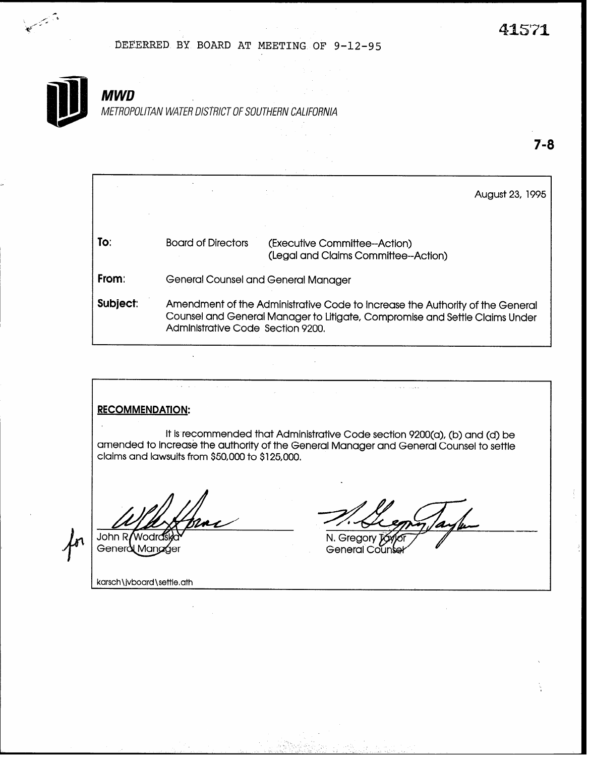DEFERRED BY BOARD AT MEETING OF 9-12-95

41571

**MWD**

*METROPOLITAN WATER DISTRICT OF SOUTHERN CALIFORNIA*

**7-8**

August 23, 1995

| | | |
|---|---|---|
| **To:** | Board of Directors | (Executive Committee--Action) (Legal and Claims Committee--Action) |
| **From:** | General Counsel and General Manager | |
| **Subject:** | Amendment of the Administrative Code to Increase the Authority of the General Counsel and General Manager to Litigate, Compromise and Settle Claims Under Administrative Code Section 9200. | |

**RECOMMENDATION:**

It is recommended that Administrative Code section 9200(a), (b) and (d) be amended to increase the authority of the General Manager and General Counsel to settle claims and lawsuits from $50,000 to $125,000.

for John R. Wodraska
General Manager

N. Gregory Taylor
General Counsel

karsch\jvboard\settle.ath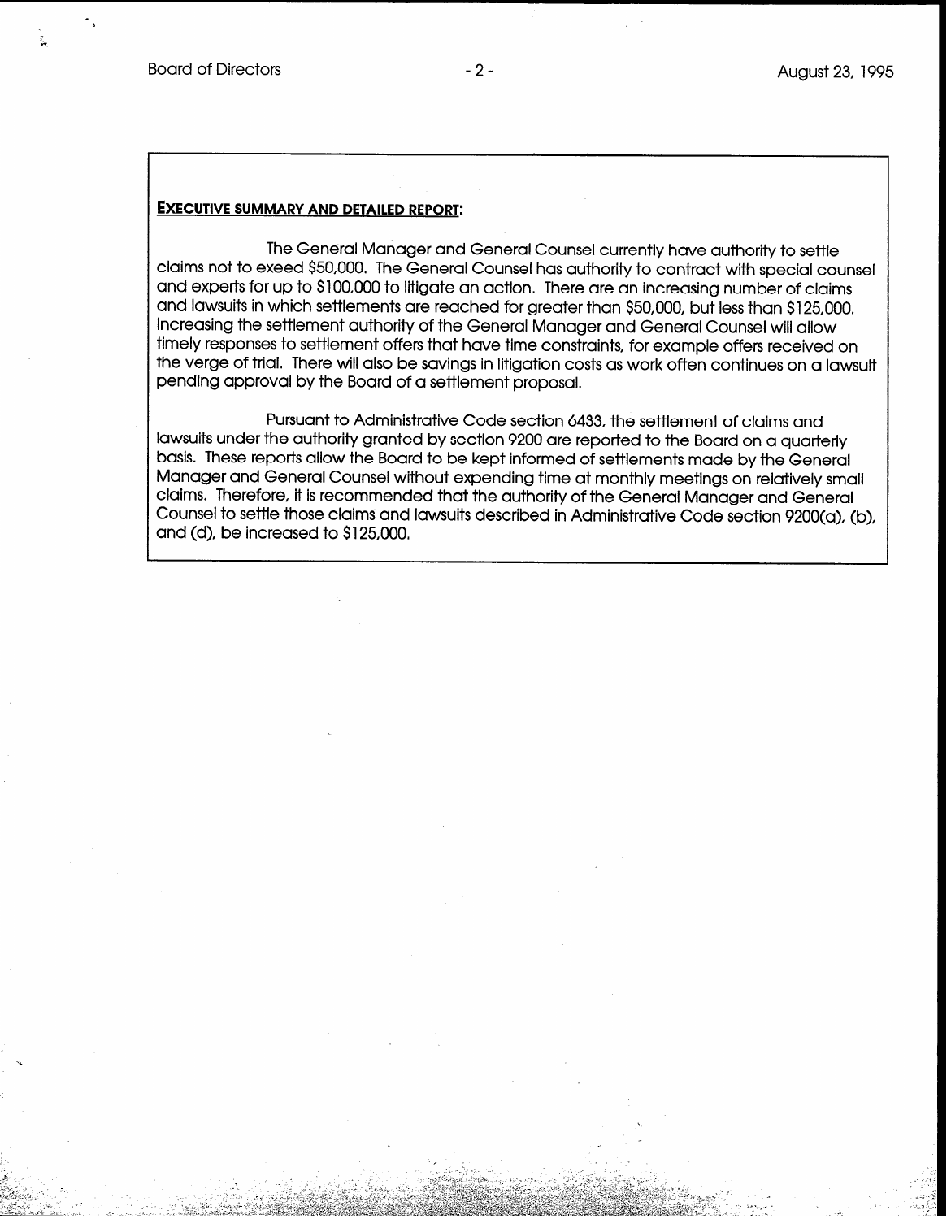**EXECUTIVE SUMMARY AND DETAILED REPORT:**

The General Manager and General Counsel currently have authority to settle claims not to exeed $50,000. The General Counsel has authority to contract with special counsel and experts for up to $100,000 to litigate an action. There are an increasing number of claims and lawsuits in which settlements are reached for greater than $50,000, but less than $125,000. Increasing the settlement authority of the General Manager and General Counsel will allow timely responses to settlement offers that have time constraints, for example offers received on the verge of trial. There will also be savings in litigation costs as work often continues on a lawsuit pending approval by the Board of a settlement proposal.

Pursuant to Administrative Code section 6433, the settlement of claims and lawsuits under the authority granted by section 9200 are reported to the Board on a quarterly basis. These reports allow the Board to be kept informed of settlements made by the General Manager and General Counsel without expending time at monthly meetings on relatively small claims. Therefore, it is recommended that the authority of the General Manager and General Counsel to settle those claims and lawsuits described in Administrative Code section 9200(a), (b), and (d), be increased to $125,000.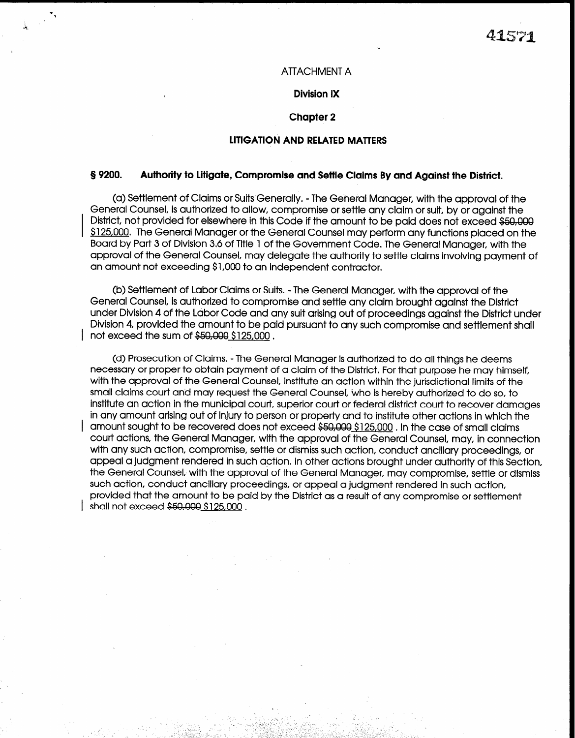ATTACHMENT A

**Division IX**

**Chapter 2**

**LITIGATION AND RELATED MATTERS**

**§ 9200. Authority to Litigate, Compromise and Settle Claims By and Against the District.**

(a) Settlement of Claims or Suits Generally. - The General Manager, with the approval of the General Counsel, is authorized to allow, compromise or settle any claim or suit, by or against the District, not provided for elsewhere in this Code if the amount to be paid does not exceed ~~$50,000~~ <u>$125,000</u>. The General Manager or the General Counsel may perform any functions placed on the Board by Part 3 of Division 3.6 of Title 1 of the Government Code. The General Manager, with the approval of the General Counsel, may delegate the authority to settle claims involving payment of an amount not exceeding $1,000 to an independent contractor.

(b) Settlement of Labor Claims or Suits. - The General Manager, with the approval of the General Counsel, is authorized to compromise and settle any claim brought against the District under Division 4 of the Labor Code and any suit arising out of proceedings against the District under Division 4, provided the amount to be paid pursuant to any such compromise and settlement shall not exceed the sum of ~~$50,000~~ <u>$125,000</u> .

(d) Prosecution of Claims. - The General Manager is authorized to do all things he deems necessary or proper to obtain payment of a claim of the District. For that purpose he may himself, with the approval of the General Counsel, institute an action within the jurisdictional limits of the small claims court and may request the General Counsel, who is hereby authorized to do so, to institute an action in the municipal court, superior court or federal district court to recover damages in any amount arising out of injury to person or property and to institute other actions in which the amount sought to be recovered does not exceed ~~$50,000~~ <u>$125,000</u> . In the case of small claims court actions, the General Manager, with the approval of the General Counsel, may, in connection with any such action, compromise, settle or dismiss such action, conduct ancillary proceedings, or appeal a judgment rendered in such action. In other actions brought under authority of this Section, the General Counsel, with the approval of the General Manager, may compromise, settle or dismiss such action, conduct ancillary proceedings, or appeal a judgment rendered in such action, provided that the amount to be paid by the District as a result of any compromise or settlement shall not exceed ~~$50,000~~ <u>$125,000</u> .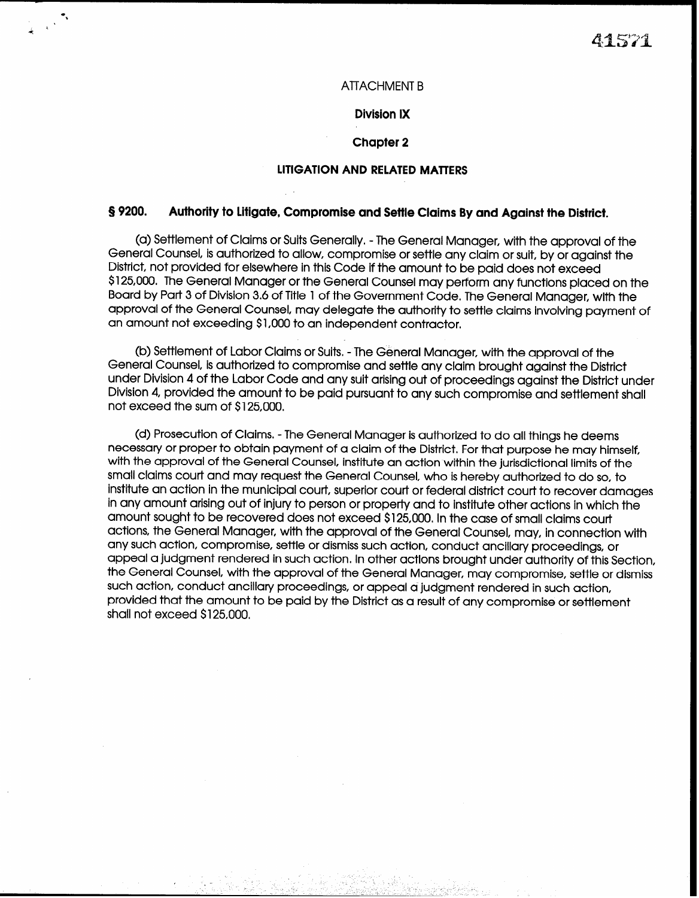41571

ATTACHMENT B

**Division IX**

**Chapter 2**

**LITIGATION AND RELATED MATTERS**

## § 9200. Authority to Litigate, Compromise and Settle Claims By and Against the District.

(a) Settlement of Claims or Suits Generally. - The General Manager, with the approval of the General Counsel, is authorized to allow, compromise or settle any claim or suit, by or against the District, not provided for elsewhere in this Code if the amount to be paid does not exceed $125,000. The General Manager or the General Counsel may perform any functions placed on the Board by Part 3 of Division 3.6 of Title 1 of the Government Code. The General Manager, with the approval of the General Counsel, may delegate the authority to settle claims involving payment of an amount not exceeding $1,000 to an independent contractor.

(b) Settlement of Labor Claims or Suits. - The General Manager, with the approval of the General Counsel, is authorized to compromise and settle any claim brought against the District under Division 4 of the Labor Code and any suit arising out of proceedings against the District under Division 4, provided the amount to be paid pursuant to any such compromise and settlement shall not exceed the sum of $125,000.

(d) Prosecution of Claims. - The General Manager is authorized to do all things he deems necessary or proper to obtain payment of a claim of the District. For that purpose he may himself, with the approval of the General Counsel, institute an action within the jurisdictional limits of the small claims court and may request the General Counsel, who is hereby authorized to do so, to institute an action in the municipal court, superior court or federal district court to recover damages in any amount arising out of injury to person or property and to institute other actions in which the amount sought to be recovered does not exceed $125,000. In the case of small claims court actions, the General Manager, with the approval of the General Counsel, may, in connection with any such action, compromise, settle or dismiss such action, conduct ancillary proceedings, or appeal a judgment rendered in such action. In other actions brought under authority of this Section, the General Counsel, with the approval of the General Manager, may compromise, settle or dismiss such action, conduct ancillary proceedings, or appeal a judgment rendered in such action, provided that the amount to be paid by the District as a result of any compromise or settlement shall not exceed $125,000.